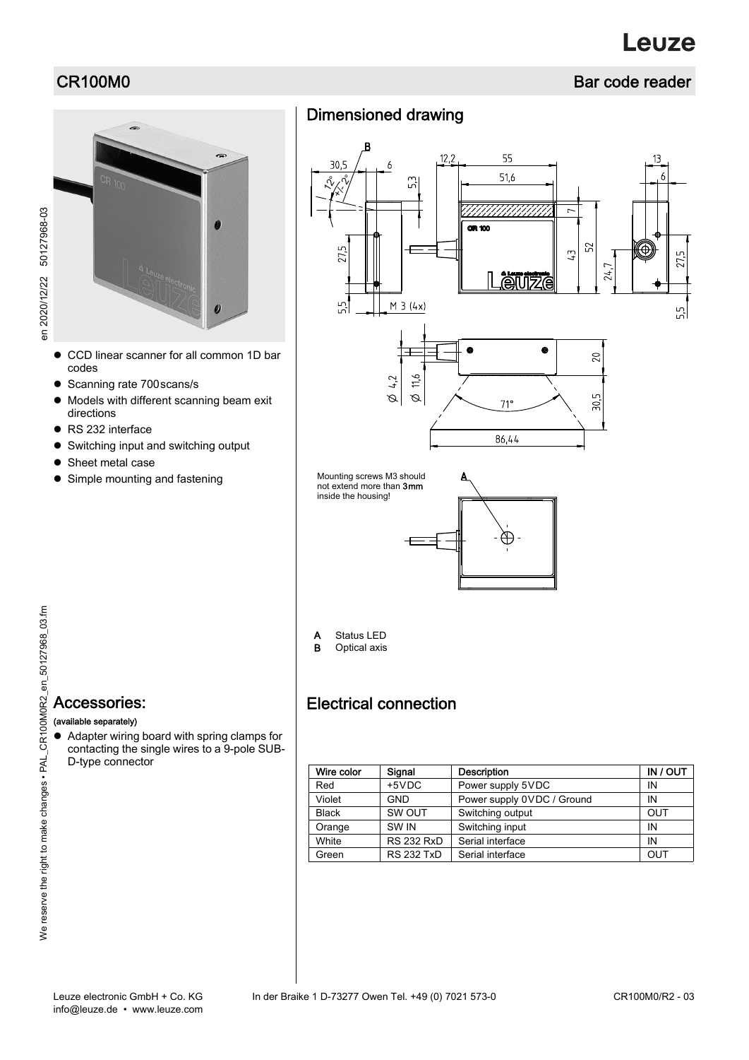# CR100M0

## Bar code reader

- CCD linear scanner for all common 1D bar codes
- Scanning rate 700scans/s
- Models with different scanning beam exit directions
- RS 232 interface
- Switching input and switching output
- Sheet metal case
- Simple mounting and fastening

## Dimensioned drawing

Mounting screws M3 should not extend more than 3mm inside the housing!

**A** Status LED
**B** Optical axis

## Accessories:

(available separately)

- Adapter wiring board with spring clamps for contacting the single wires to a 9-pole SUB-D-type connector

## Electrical connection

| Wire color | Signal | Description | IN / OUT |
|---|---|---|---|
| Red | +5VDC | Power supply 5VDC | IN |
| Violet | GND | Power supply 0VDC / Ground | IN |
| Black | SW OUT | Switching output | OUT |
| Orange | SW IN | Switching input | IN |
| White | RS 232 RxD | Serial interface | IN |
| Green | RS 232 TxD | Serial interface | OUT |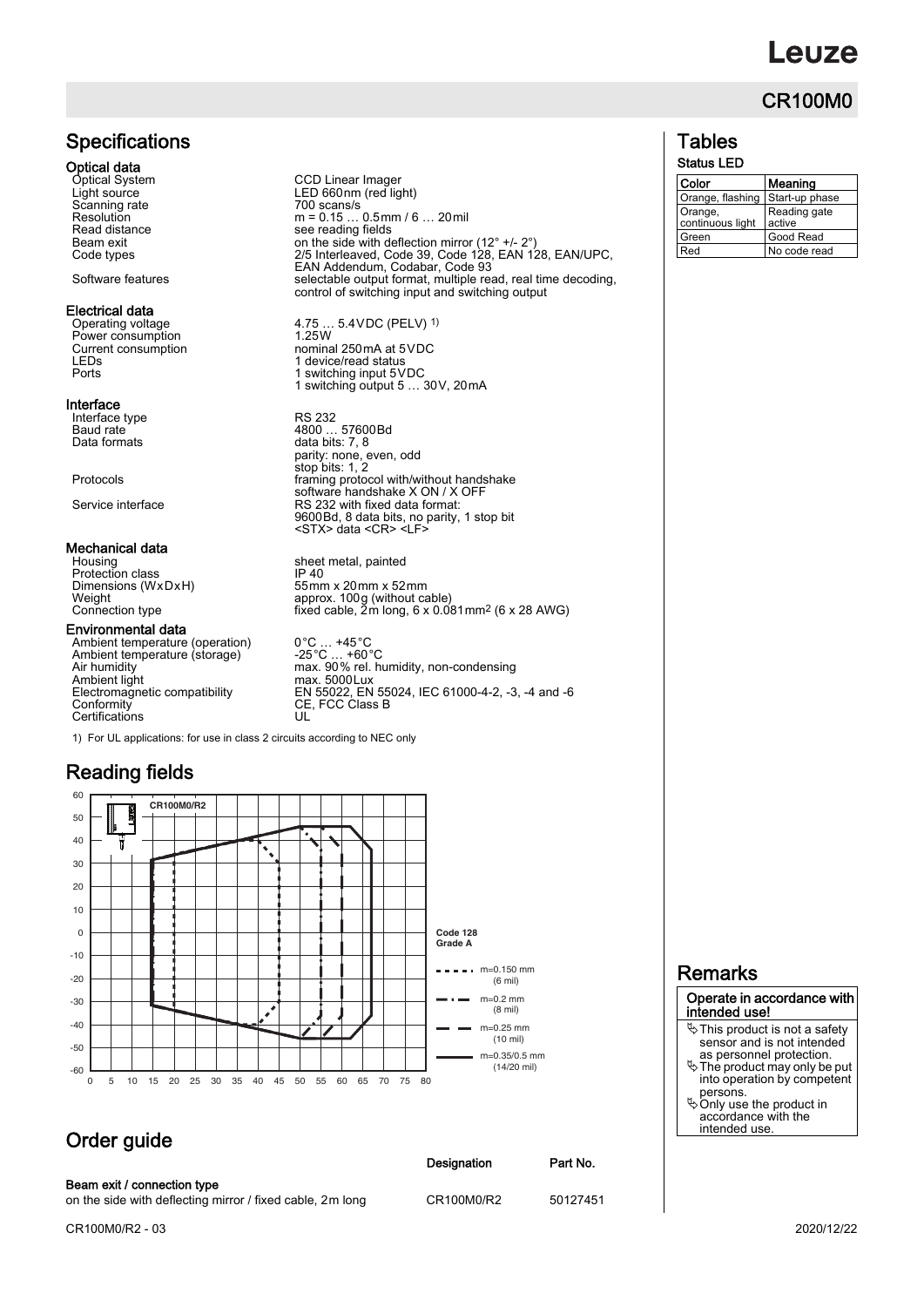# CR100M0

## Specifications

### Optical data

| | |
|---|---|
| Optical System | CCD Linear Imager |
| Light source | LED 660nm (red light) |
| Scanning rate | 700 scans/s |
| Resolution | m = 0.15 … 0.5mm / 6 … 20mil |
| Read distance | see reading fields |
| Beam exit | on the side with deflection mirror (12° +/- 2°) |
| Code types | 2/5 Interleaved, Code 39, Code 128, EAN 128, EAN/UPC, EAN Addendum, Codabar, Code 93 |
| Software features | selectable output format, multiple read, real time decoding, control of switching input and switching output |

### Electrical data

| | |
|---|---|
| Operating voltage | 4.75 … 5.4VDC (PELV) 1) |
| Power consumption | 1.25W |
| Current consumption | nominal 250mA at 5VDC |
| LEDs | 1 device/read status |
| Ports | 1 switching input 5VDC<br>1 switching output 5 … 30V, 20mA |

### Interface

| | |
|---|---|
| Interface type | RS 232 |
| Baud rate | 4800 … 57600Bd |
| Data formats | data bits: 7, 8<br>parity: none, even, odd<br>stop bits: 1, 2 |
| Protocols | framing protocol with/without handshake<br>software handshake X ON / X OFF |
| Service interface | RS 232 with fixed data format:<br>9600Bd, 8 data bits, no parity, 1 stop bit<br><STX> data <CR> <LF> |

### Mechanical data

| | |
|---|---|
| Housing | sheet metal, painted |
| Protection class | IP 40 |
| Dimensions (WxDxH) | 55mm x 20mm x 52mm |
| Weight | approx. 100g (without cable) |
| Connection type | fixed cable, 2m long, 6 x 0.081mm$^2$ (6 x 28 AWG) |

### Environmental data

| | |
|---|---|
| Ambient temperature (operation) | 0°C … +45°C |
| Ambient temperature (storage) | -25°C … +60°C |
| Air humidity | max. 90% rel. humidity, non-condensing |
| Ambient light | max. 5000Lux |
| Electromagnetic compatibility | EN 55022, EN 55024, IEC 61000-4-2, -3, -4 and -6 |
| Conformity | CE, FCC Class B |
| Certifications | UL |

1) For UL applications: for use in class 2 circuits according to NEC only

## Reading fields

CR100M0/R2

Code 128
Grade A

m=0.150 mm (6 mil)

m=0.2 mm (8 mil)

m=0.25 mm (10 mil)

m=0.35/0.5 mm (14/20 mil)

## Order guide

| | Designation | Part No. |
|---|---|---|
| **Beam exit / connection type** | | |
| on the side with deflecting mirror / fixed cable, 2m long | CR100M0/R2 | 50127451 |

## Tables

### Status LED

| Color | Meaning |
|---|---|
| Orange, flashing | Start-up phase |
| Orange, continuous light | Reading gate active |
| Green | Good Read |
| Red | No code read |

## Remarks

**Operate in accordance with intended use!**

- This product is not a safety sensor and is not intended as personnel protection.
- The product may only be put into operation by competent persons.
- Only use the product in accordance with the intended use.